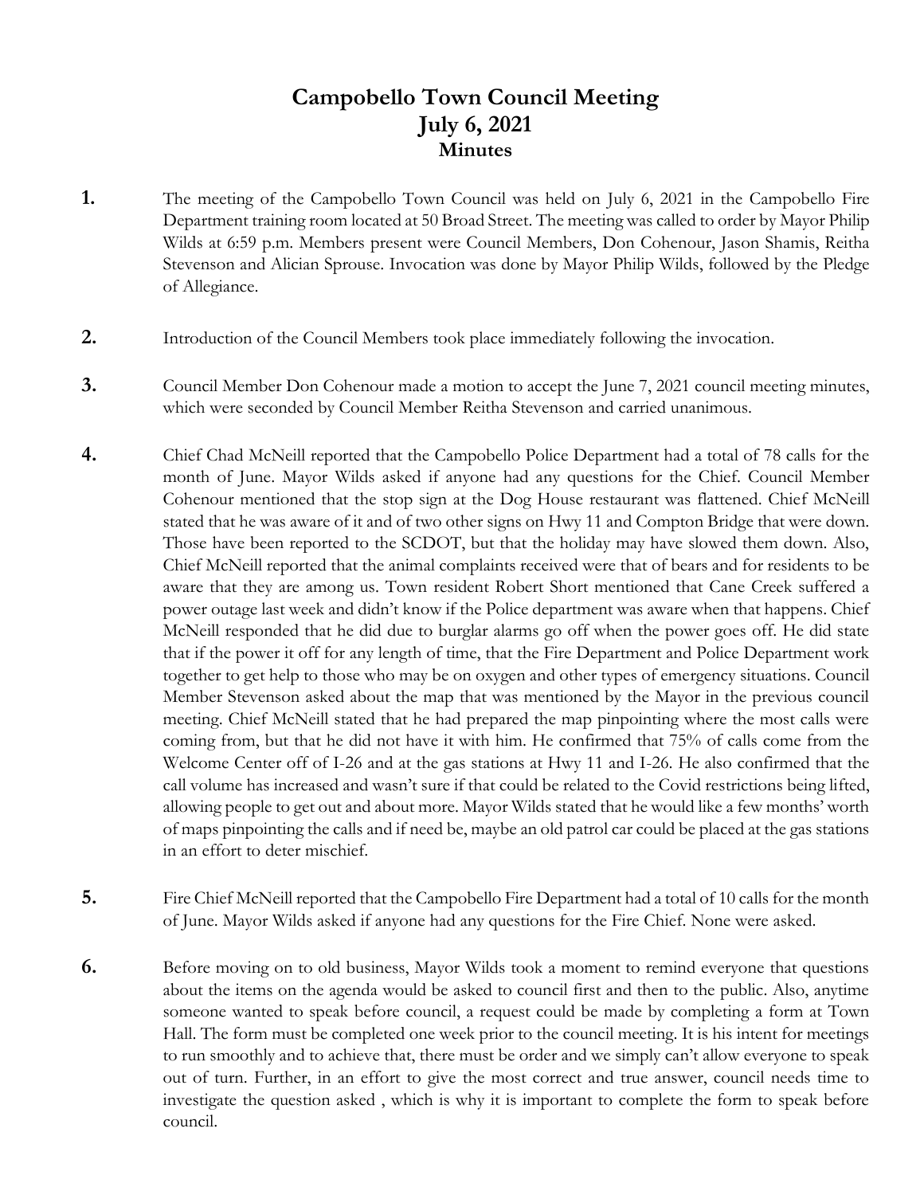# Campobello Town Council Meeting
## July 6, 2021
### Minutes

**1.** The meeting of the Campobello Town Council was held on July 6, 2021 in the Campobello Fire Department training room located at 50 Broad Street. The meeting was called to order by Mayor Philip Wilds at 6:59 p.m. Members present were Council Members, Don Cohenour, Jason Shamis, Reitha Stevenson and Alician Sprouse. Invocation was done by Mayor Philip Wilds, followed by the Pledge of Allegiance.

**2.** Introduction of the Council Members took place immediately following the invocation.

**3.** Council Member Don Cohenour made a motion to accept the June 7, 2021 council meeting minutes, which were seconded by Council Member Reitha Stevenson and carried unanimous.

**4.** Chief Chad McNeill reported that the Campobello Police Department had a total of 78 calls for the month of June. Mayor Wilds asked if anyone had any questions for the Chief. Council Member Cohenour mentioned that the stop sign at the Dog House restaurant was flattened. Chief McNeill stated that he was aware of it and of two other signs on Hwy 11 and Compton Bridge that were down. Those have been reported to the SCDOT, but that the holiday may have slowed them down. Also, Chief McNeill reported that the animal complaints received were that of bears and for residents to be aware that they are among us. Town resident Robert Short mentioned that Cane Creek suffered a power outage last week and didn't know if the Police department was aware when that happens. Chief McNeill responded that he did due to burglar alarms go off when the power goes off. He did state that if the power it off for any length of time, that the Fire Department and Police Department work together to get help to those who may be on oxygen and other types of emergency situations. Council Member Stevenson asked about the map that was mentioned by the Mayor in the previous council meeting. Chief McNeill stated that he had prepared the map pinpointing where the most calls were coming from, but that he did not have it with him. He confirmed that 75% of calls come from the Welcome Center off of I-26 and at the gas stations at Hwy 11 and I-26. He also confirmed that the call volume has increased and wasn't sure if that could be related to the Covid restrictions being lifted, allowing people to get out and about more. Mayor Wilds stated that he would like a few months' worth of maps pinpointing the calls and if need be, maybe an old patrol car could be placed at the gas stations in an effort to deter mischief.

**5.** Fire Chief McNeill reported that the Campobello Fire Department had a total of 10 calls for the month of June. Mayor Wilds asked if anyone had any questions for the Fire Chief. None were asked.

**6.** Before moving on to old business, Mayor Wilds took a moment to remind everyone that questions about the items on the agenda would be asked to council first and then to the public. Also, anytime someone wanted to speak before council, a request could be made by completing a form at Town Hall. The form must be completed one week prior to the council meeting. It is his intent for meetings to run smoothly and to achieve that, there must be order and we simply can't allow everyone to speak out of turn. Further, in an effort to give the most correct and true answer, council needs time to investigate the question asked , which is why it is important to complete the form to speak before council.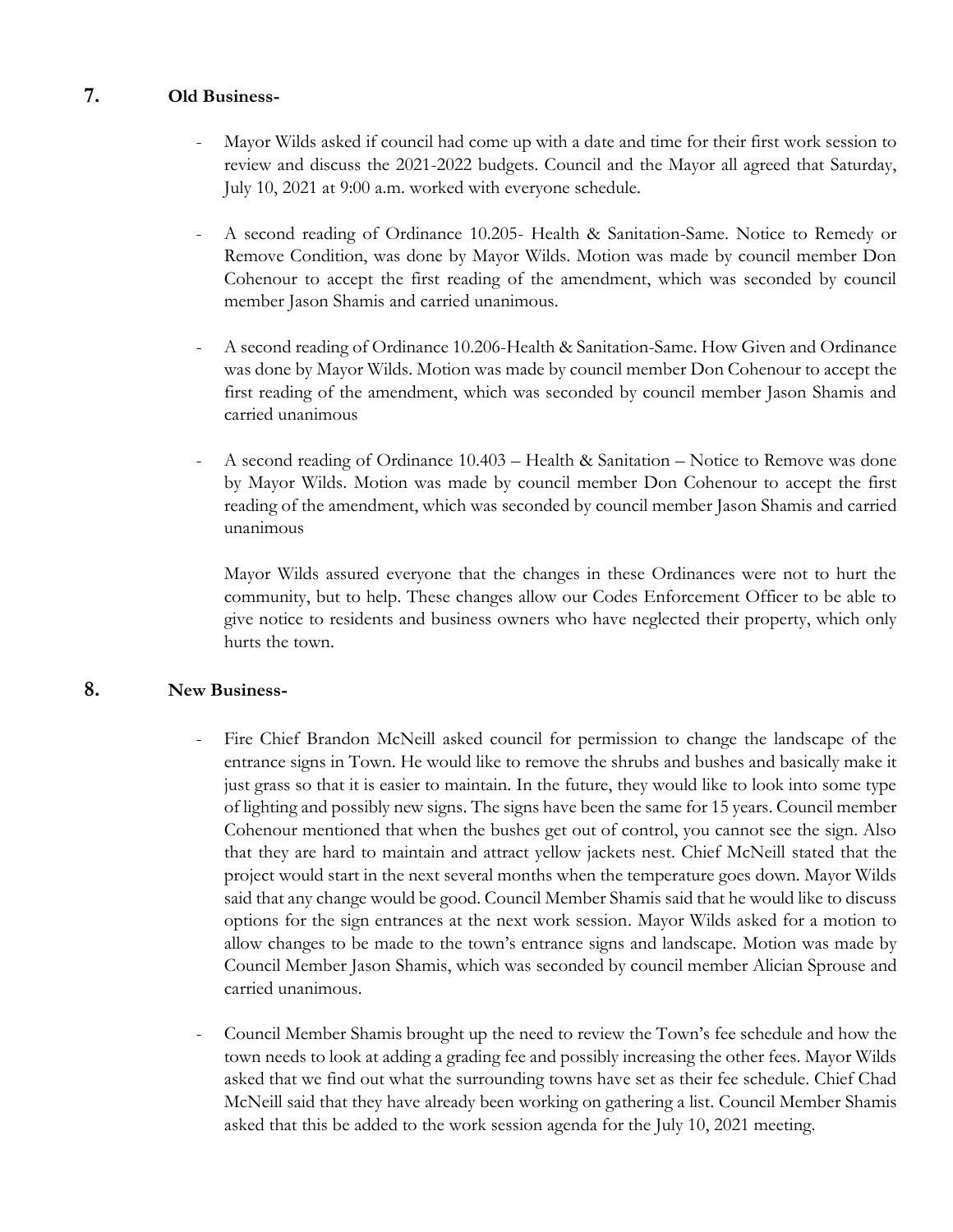## 7. Old Business-

- Mayor Wilds asked if council had come up with a date and time for their first work session to review and discuss the 2021-2022 budgets. Council and the Mayor all agreed that Saturday, July 10, 2021 at 9:00 a.m. worked with everyone schedule.

- A second reading of Ordinance 10.205- Health & Sanitation-Same. Notice to Remedy or Remove Condition, was done by Mayor Wilds. Motion was made by council member Don Cohenour to accept the first reading of the amendment, which was seconded by council member Jason Shamis and carried unanimous.

- A second reading of Ordinance 10.206-Health & Sanitation-Same. How Given and Ordinance was done by Mayor Wilds. Motion was made by council member Don Cohenour to accept the first reading of the amendment, which was seconded by council member Jason Shamis and carried unanimous

- A second reading of Ordinance 10.403 – Health & Sanitation – Notice to Remove was done by Mayor Wilds. Motion was made by council member Don Cohenour to accept the first reading of the amendment, which was seconded by council member Jason Shamis and carried unanimous

  Mayor Wilds assured everyone that the changes in these Ordinances were not to hurt the community, but to help. These changes allow our Codes Enforcement Officer to be able to give notice to residents and business owners who have neglected their property, which only hurts the town.

## 8. New Business-

- Fire Chief Brandon McNeill asked council for permission to change the landscape of the entrance signs in Town. He would like to remove the shrubs and bushes and basically make it just grass so that it is easier to maintain. In the future, they would like to look into some type of lighting and possibly new signs. The signs have been the same for 15 years. Council member Cohenour mentioned that when the bushes get out of control, you cannot see the sign. Also that they are hard to maintain and attract yellow jackets nest. Chief McNeill stated that the project would start in the next several months when the temperature goes down. Mayor Wilds said that any change would be good. Council Member Shamis said that he would like to discuss options for the sign entrances at the next work session. Mayor Wilds asked for a motion to allow changes to be made to the town's entrance signs and landscape. Motion was made by Council Member Jason Shamis, which was seconded by council member Alician Sprouse and carried unanimous.

- Council Member Shamis brought up the need to review the Town's fee schedule and how the town needs to look at adding a grading fee and possibly increasing the other fees. Mayor Wilds asked that we find out what the surrounding towns have set as their fee schedule. Chief Chad McNeill said that they have already been working on gathering a list. Council Member Shamis asked that this be added to the work session agenda for the July 10, 2021 meeting.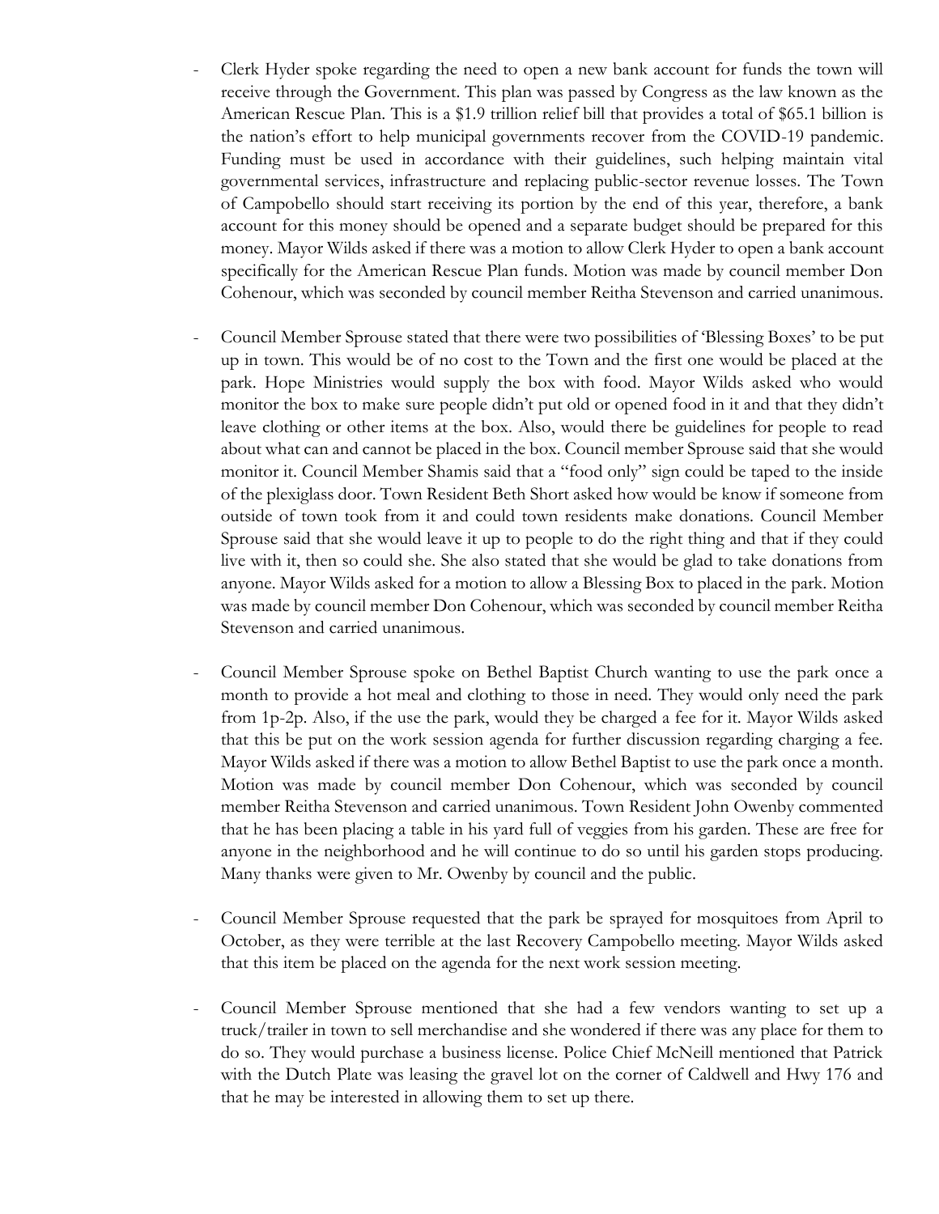- Clerk Hyder spoke regarding the need to open a new bank account for funds the town will receive through the Government. This plan was passed by Congress as the law known as the American Rescue Plan. This is a $1.9 trillion relief bill that provides a total of $65.1 billion is the nation's effort to help municipal governments recover from the COVID-19 pandemic. Funding must be used in accordance with their guidelines, such helping maintain vital governmental services, infrastructure and replacing public-sector revenue losses. The Town of Campobello should start receiving its portion by the end of this year, therefore, a bank account for this money should be opened and a separate budget should be prepared for this money. Mayor Wilds asked if there was a motion to allow Clerk Hyder to open a bank account specifically for the American Rescue Plan funds. Motion was made by council member Don Cohenour, which was seconded by council member Reitha Stevenson and carried unanimous.

- Council Member Sprouse stated that there were two possibilities of 'Blessing Boxes' to be put up in town. This would be of no cost to the Town and the first one would be placed at the park. Hope Ministries would supply the box with food. Mayor Wilds asked who would monitor the box to make sure people didn't put old or opened food in it and that they didn't leave clothing or other items at the box. Also, would there be guidelines for people to read about what can and cannot be placed in the box. Council member Sprouse said that she would monitor it. Council Member Shamis said that a "food only" sign could be taped to the inside of the plexiglass door. Town Resident Beth Short asked how would be know if someone from outside of town took from it and could town residents make donations. Council Member Sprouse said that she would leave it up to people to do the right thing and that if they could live with it, then so could she. She also stated that she would be glad to take donations from anyone. Mayor Wilds asked for a motion to allow a Blessing Box to placed in the park. Motion was made by council member Don Cohenour, which was seconded by council member Reitha Stevenson and carried unanimous.

- Council Member Sprouse spoke on Bethel Baptist Church wanting to use the park once a month to provide a hot meal and clothing to those in need. They would only need the park from 1p-2p. Also, if the use the park, would they be charged a fee for it. Mayor Wilds asked that this be put on the work session agenda for further discussion regarding charging a fee. Mayor Wilds asked if there was a motion to allow Bethel Baptist to use the park once a month. Motion was made by council member Don Cohenour, which was seconded by council member Reitha Stevenson and carried unanimous. Town Resident John Owenby commented that he has been placing a table in his yard full of veggies from his garden. These are free for anyone in the neighborhood and he will continue to do so until his garden stops producing. Many thanks were given to Mr. Owenby by council and the public.

- Council Member Sprouse requested that the park be sprayed for mosquitoes from April to October, as they were terrible at the last Recovery Campobello meeting. Mayor Wilds asked that this item be placed on the agenda for the next work session meeting.

- Council Member Sprouse mentioned that she had a few vendors wanting to set up a truck/trailer in town to sell merchandise and she wondered if there was any place for them to do so. They would purchase a business license. Police Chief McNeill mentioned that Patrick with the Dutch Plate was leasing the gravel lot on the corner of Caldwell and Hwy 176 and that he may be interested in allowing them to set up there.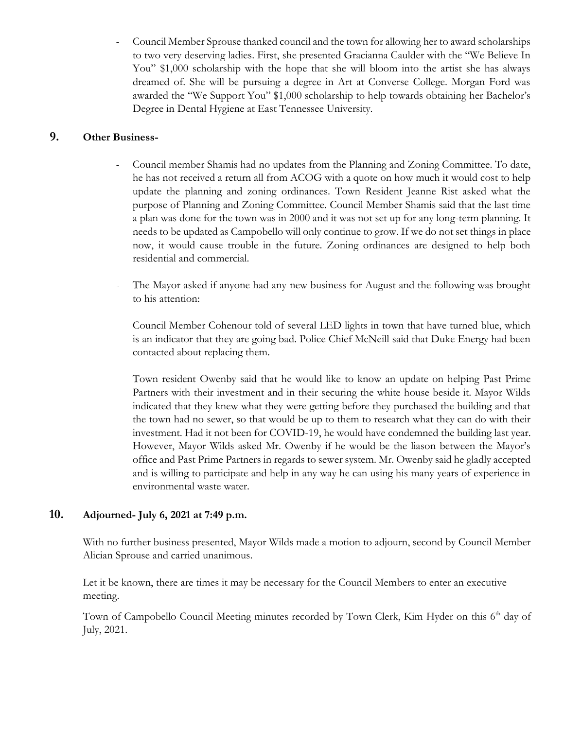- Council Member Sprouse thanked council and the town for allowing her to award scholarships to two very deserving ladies. First, she presented Gracianna Caulder with the "We Believe In You" $1,000 scholarship with the hope that she will bloom into the artist she has always dreamed of. She will be pursuing a degree in Art at Converse College. Morgan Ford was awarded the "We Support You" $1,000 scholarship to help towards obtaining her Bachelor's Degree in Dental Hygiene at East Tennessee University.

## 9. Other Business-

- Council member Shamis had no updates from the Planning and Zoning Committee. To date, he has not received a return all from ACOG with a quote on how much it would cost to help update the planning and zoning ordinances. Town Resident Jeanne Rist asked what the purpose of Planning and Zoning Committee. Council Member Shamis said that the last time a plan was done for the town was in 2000 and it was not set up for any long-term planning. It needs to be updated as Campobello will only continue to grow. If we do not set things in place now, it would cause trouble in the future. Zoning ordinances are designed to help both residential and commercial.

- The Mayor asked if anyone had any new business for August and the following was brought to his attention:

  Council Member Cohenour told of several LED lights in town that have turned blue, which is an indicator that they are going bad. Police Chief McNeill said that Duke Energy had been contacted about replacing them.

  Town resident Owenby said that he would like to know an update on helping Past Prime Partners with their investment and in their securing the white house beside it. Mayor Wilds indicated that they knew what they were getting before they purchased the building and that the town had no sewer, so that would be up to them to research what they can do with their investment. Had it not been for COVID-19, he would have condemned the building last year. However, Mayor Wilds asked Mr. Owenby if he would be the liason between the Mayor's office and Past Prime Partners in regards to sewer system. Mr. Owenby said he gladly accepted and is willing to participate and help in any way he can using his many years of experience in environmental waste water.

## 10. Adjourned- July 6, 2021 at 7:49 p.m.

With no further business presented, Mayor Wilds made a motion to adjourn, second by Council Member Alician Sprouse and carried unanimous.

Let it be known, there are times it may be necessary for the Council Members to enter an executive meeting.

Town of Campobello Council Meeting minutes recorded by Town Clerk, Kim Hyder on this 6th day of July, 2021.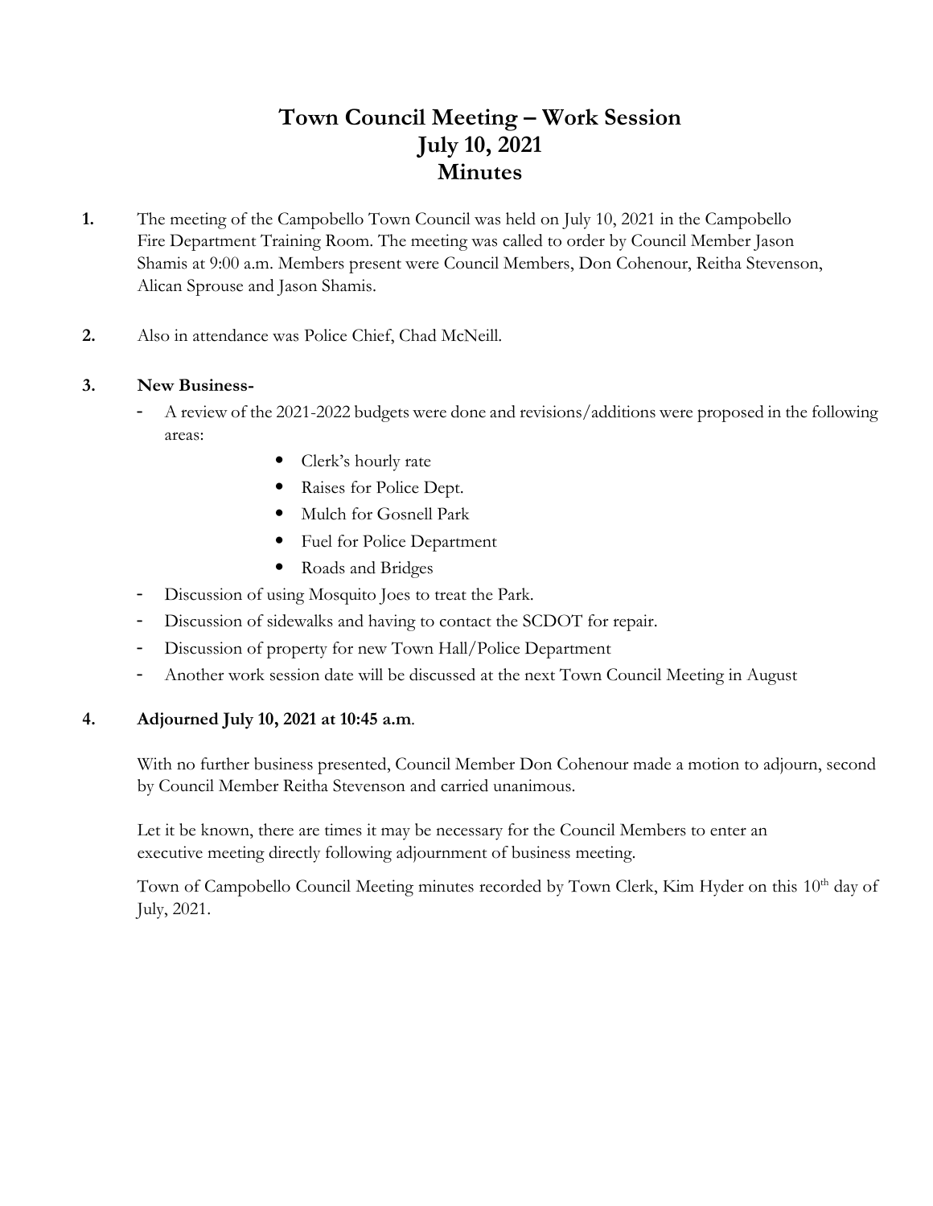# Town Council Meeting – Work Session
# July 10, 2021
# Minutes

**1.** The meeting of the Campobello Town Council was held on July 10, 2021 in the Campobello Fire Department Training Room. The meeting was called to order by Council Member Jason Shamis at 9:00 a.m. Members present were Council Members, Don Cohenour, Reitha Stevenson, Alican Sprouse and Jason Shamis.

**2.** Also in attendance was Police Chief, Chad McNeill.

**3.** **New Business-**

- A review of the 2021-2022 budgets were done and revisions/additions were proposed in the following areas:
  - Clerk's hourly rate
  - Raises for Police Dept.
  - Mulch for Gosnell Park
  - Fuel for Police Department
  - Roads and Bridges
- Discussion of using Mosquito Joes to treat the Park.
- Discussion of sidewalks and having to contact the SCDOT for repair.
- Discussion of property for new Town Hall/Police Department
- Another work session date will be discussed at the next Town Council Meeting in August

**4.** **Adjourned July 10, 2021 at 10:45 a.m**.

With no further business presented, Council Member Don Cohenour made a motion to adjourn, second by Council Member Reitha Stevenson and carried unanimous.

Let it be known, there are times it may be necessary for the Council Members to enter an executive meeting directly following adjournment of business meeting.

Town of Campobello Council Meeting minutes recorded by Town Clerk, Kim Hyder on this 10th day of July, 2021.